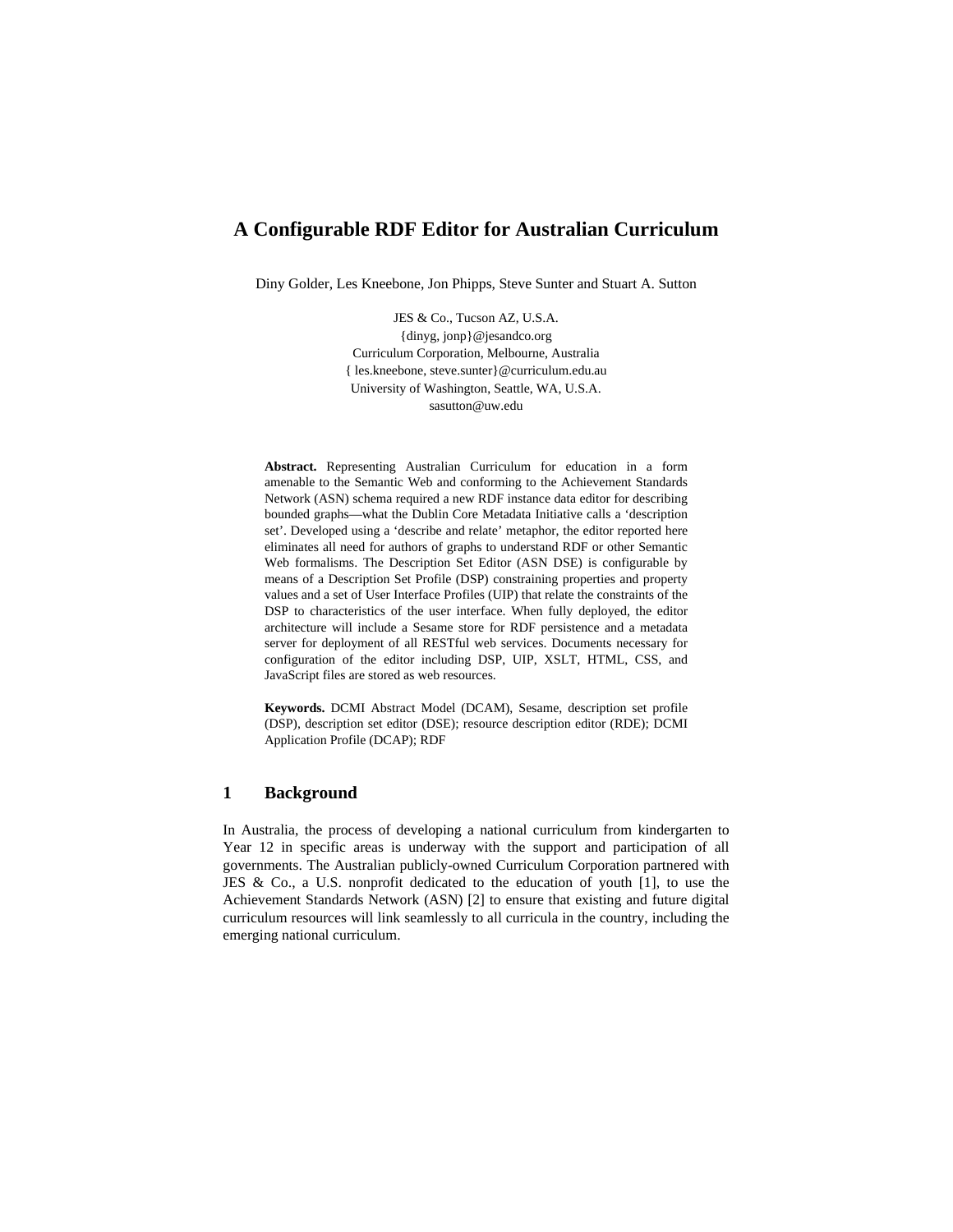# A Configurable RDF Editor for Australian Curriculum

Diny Golder, Les Kneebone, Jon Phipps, Steve Sunter and Stuart A. Sutton

JES & Co., Tucson AZ, U.S.A.
{dinyg, jonp}@jesandco.org
Curriculum Corporation, Melbourne, Australia
{ les.kneebone, steve.sunter}@curriculum.edu.au
University of Washington, Seattle, WA, U.S.A.
sasutton@uw.edu

**Abstract.** Representing Australian Curriculum for education in a form amenable to the Semantic Web and conforming to the Achievement Standards Network (ASN) schema required a new RDF instance data editor for describing bounded graphs—what the Dublin Core Metadata Initiative calls a 'description set'. Developed using a 'describe and relate' metaphor, the editor reported here eliminates all need for authors of graphs to understand RDF or other Semantic Web formalisms. The Description Set Editor (ASN DSE) is configurable by means of a Description Set Profile (DSP) constraining properties and property values and a set of User Interface Profiles (UIP) that relate the constraints of the DSP to characteristics of the user interface. When fully deployed, the editor architecture will include a Sesame store for RDF persistence and a metadata server for deployment of all RESTful web services. Documents necessary for configuration of the editor including DSP, UIP, XSLT, HTML, CSS, and JavaScript files are stored as web resources.

**Keywords.** DCMI Abstract Model (DCAM), Sesame, description set profile (DSP), description set editor (DSE); resource description editor (RDE); DCMI Application Profile (DCAP); RDF

## 1 Background

In Australia, the process of developing a national curriculum from kindergarten to Year 12 in specific areas is underway with the support and participation of all governments. The Australian publicly-owned Curriculum Corporation partnered with JES & Co., a U.S. nonprofit dedicated to the education of youth [1], to use the Achievement Standards Network (ASN) [2] to ensure that existing and future digital curriculum resources will link seamlessly to all curricula in the country, including the emerging national curriculum.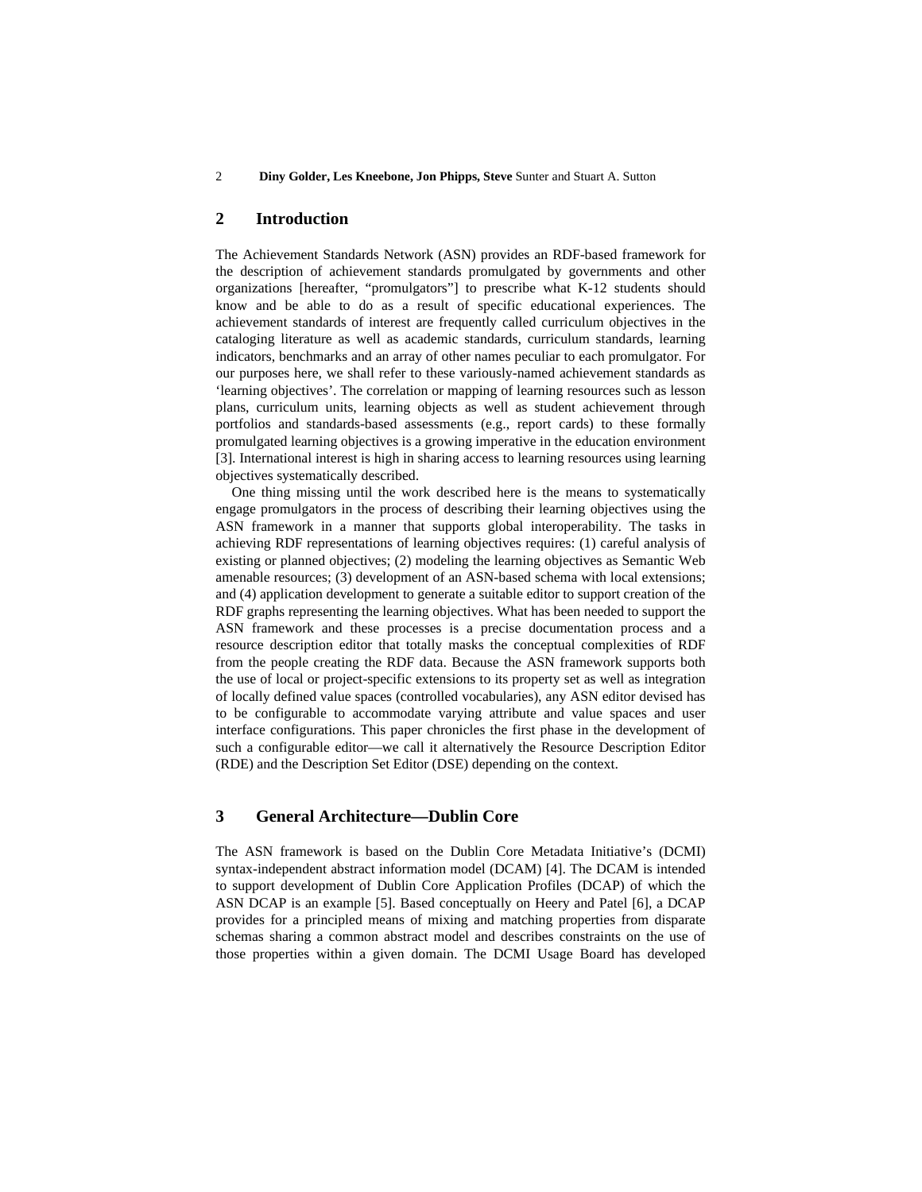## 2 Introduction

The Achievement Standards Network (ASN) provides an RDF-based framework for the description of achievement standards promulgated by governments and other organizations [hereafter, "promulgators"] to prescribe what K-12 students should know and be able to do as a result of specific educational experiences. The achievement standards of interest are frequently called curriculum objectives in the cataloging literature as well as academic standards, curriculum standards, learning indicators, benchmarks and an array of other names peculiar to each promulgator. For our purposes here, we shall refer to these variously-named achievement standards as 'learning objectives'. The correlation or mapping of learning resources such as lesson plans, curriculum units, learning objects as well as student achievement through portfolios and standards-based assessments (e.g., report cards) to these formally promulgated learning objectives is a growing imperative in the education environment [3]. International interest is high in sharing access to learning resources using learning objectives systematically described.

One thing missing until the work described here is the means to systematically engage promulgators in the process of describing their learning objectives using the ASN framework in a manner that supports global interoperability. The tasks in achieving RDF representations of learning objectives requires: (1) careful analysis of existing or planned objectives; (2) modeling the learning objectives as Semantic Web amenable resources; (3) development of an ASN-based schema with local extensions; and (4) application development to generate a suitable editor to support creation of the RDF graphs representing the learning objectives. What has been needed to support the ASN framework and these processes is a precise documentation process and a resource description editor that totally masks the conceptual complexities of RDF from the people creating the RDF data. Because the ASN framework supports both the use of local or project-specific extensions to its property set as well as integration of locally defined value spaces (controlled vocabularies), any ASN editor devised has to be configurable to accommodate varying attribute and value spaces and user interface configurations. This paper chronicles the first phase in the development of such a configurable editor—we call it alternatively the Resource Description Editor (RDE) and the Description Set Editor (DSE) depending on the context.

## 3 General Architecture—Dublin Core

The ASN framework is based on the Dublin Core Metadata Initiative's (DCMI) syntax-independent abstract information model (DCAM) [4]. The DCAM is intended to support development of Dublin Core Application Profiles (DCAP) of which the ASN DCAP is an example [5]. Based conceptually on Heery and Patel [6], a DCAP provides for a principled means of mixing and matching properties from disparate schemas sharing a common abstract model and describes constraints on the use of those properties within a given domain. The DCMI Usage Board has developed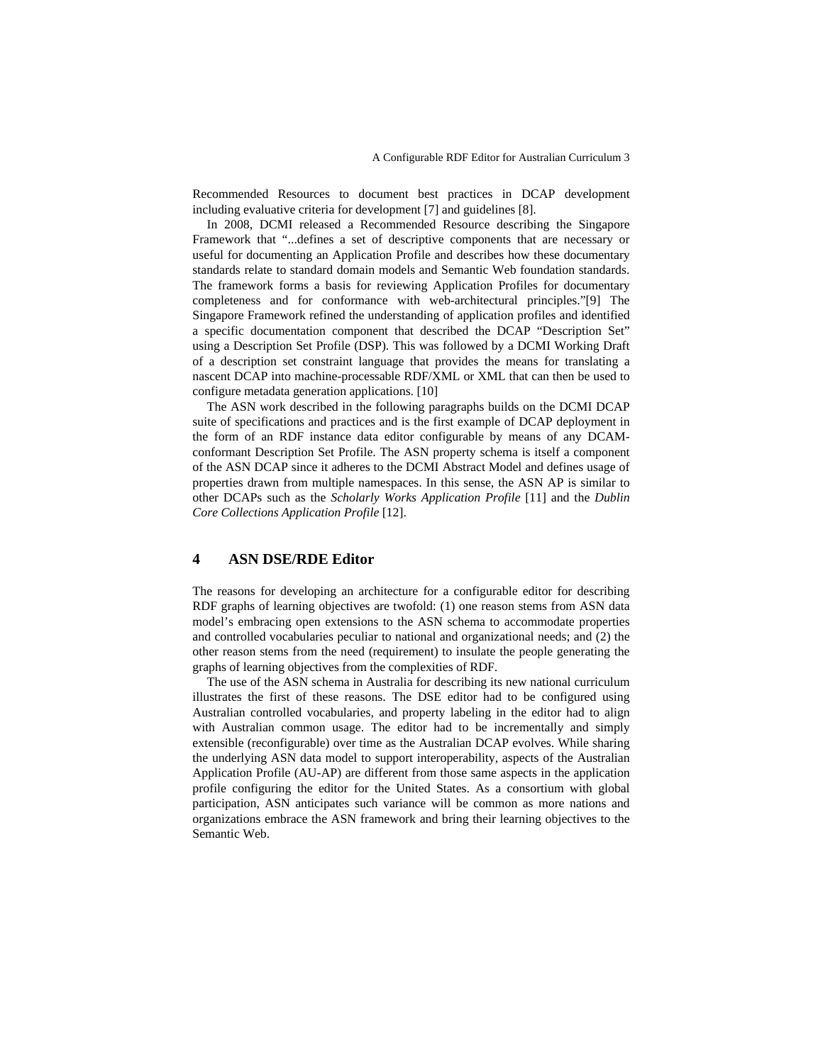Recommended Resources to document best practices in DCAP development including evaluative criteria for development [7] and guidelines [8].

In 2008, DCMI released a Recommended Resource describing the Singapore Framework that "...defines a set of descriptive components that are necessary or useful for documenting an Application Profile and describes how these documentary standards relate to standard domain models and Semantic Web foundation standards. The framework forms a basis for reviewing Application Profiles for documentary completeness and for conformance with web-architectural principles."[9] The Singapore Framework refined the understanding of application profiles and identified a specific documentation component that described the DCAP "Description Set" using a Description Set Profile (DSP). This was followed by a DCMI Working Draft of a description set constraint language that provides the means for translating a nascent DCAP into machine-processable RDF/XML or XML that can then be used to configure metadata generation applications. [10]

The ASN work described in the following paragraphs builds on the DCMI DCAP suite of specifications and practices and is the first example of DCAP deployment in the form of an RDF instance data editor configurable by means of any DCAM-conformant Description Set Profile. The ASN property schema is itself a component of the ASN DCAP since it adheres to the DCMI Abstract Model and defines usage of properties drawn from multiple namespaces. In this sense, the ASN AP is similar to other DCAPs such as the *Scholarly Works Application Profile* [11] and the *Dublin Core Collections Application Profile* [12].

## 4 ASN DSE/RDE Editor

The reasons for developing an architecture for a configurable editor for describing RDF graphs of learning objectives are twofold: (1) one reason stems from ASN data model's embracing open extensions to the ASN schema to accommodate properties and controlled vocabularies peculiar to national and organizational needs; and (2) the other reason stems from the need (requirement) to insulate the people generating the graphs of learning objectives from the complexities of RDF.

The use of the ASN schema in Australia for describing its new national curriculum illustrates the first of these reasons. The DSE editor had to be configured using Australian controlled vocabularies, and property labeling in the editor had to align with Australian common usage. The editor had to be incrementally and simply extensible (reconfigurable) over time as the Australian DCAP evolves. While sharing the underlying ASN data model to support interoperability, aspects of the Australian Application Profile (AU-AP) are different from those same aspects in the application profile configuring the editor for the United States. As a consortium with global participation, ASN anticipates such variance will be common as more nations and organizations embrace the ASN framework and bring their learning objectives to the Semantic Web.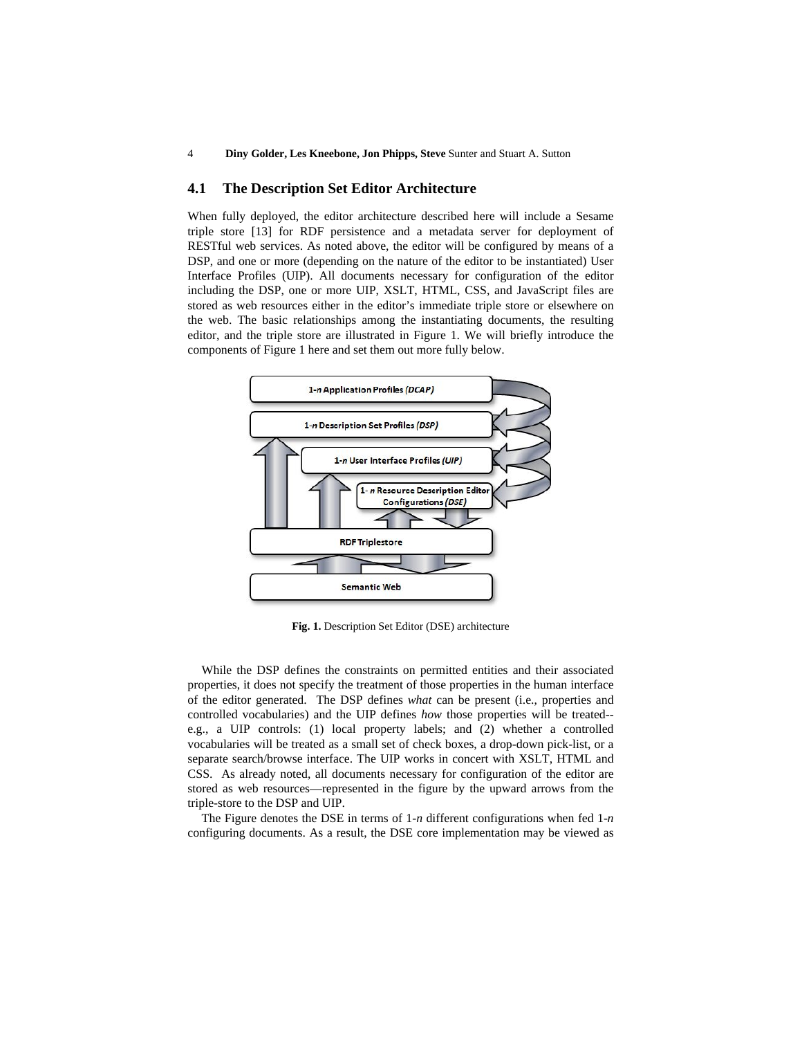## 4.1 The Description Set Editor Architecture

When fully deployed, the editor architecture described here will include a Sesame triple store [13] for RDF persistence and a metadata server for deployment of RESTful web services. As noted above, the editor will be configured by means of a DSP, and one or more (depending on the nature of the editor to be instantiated) User Interface Profiles (UIP). All documents necessary for configuration of the editor including the DSP, one or more UIP, XSLT, HTML, CSS, and JavaScript files are stored as web resources either in the editor's immediate triple store or elsewhere on the web. The basic relationships among the instantiating documents, the resulting editor, and the triple store are illustrated in Figure 1. We will briefly introduce the components of Figure 1 here and set them out more fully below.

**Fig. 1.** Description Set Editor (DSE) architecture

While the DSP defines the constraints on permitted entities and their associated properties, it does not specify the treatment of those properties in the human interface of the editor generated. The DSP defines *what* can be present (i.e., properties and controlled vocabularies) and the UIP defines *how* those properties will be treated--e.g., a UIP controls: (1) local property labels; and (2) whether a controlled vocabularies will be treated as a small set of check boxes, a drop-down pick-list, or a separate search/browse interface. The UIP works in concert with XSLT, HTML and CSS. As already noted, all documents necessary for configuration of the editor are stored as web resources—represented in the figure by the upward arrows from the triple-store to the DSP and UIP.

The Figure denotes the DSE in terms of 1-*n* different configurations when fed 1-*n* configuring documents. As a result, the DSE core implementation may be viewed as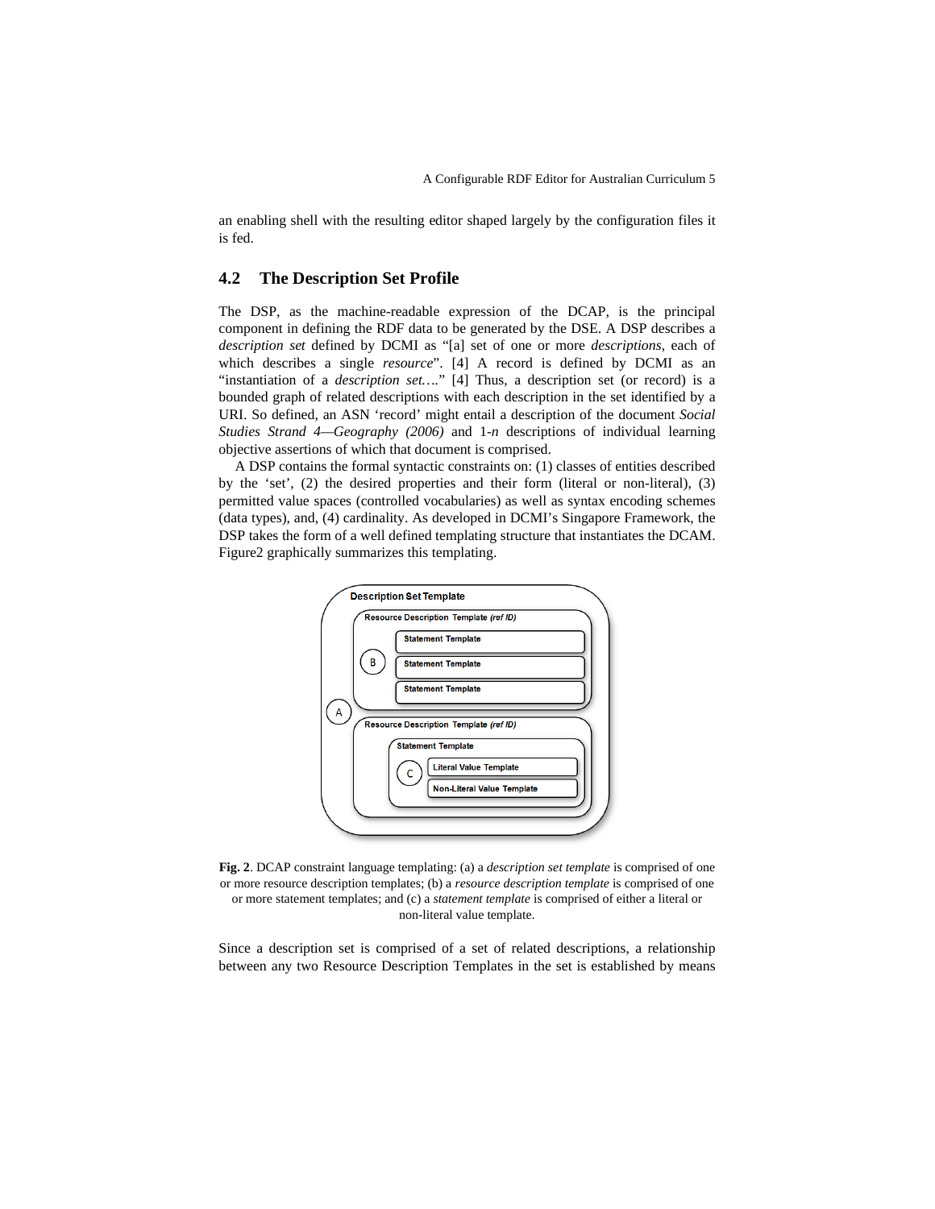an enabling shell with the resulting editor shaped largely by the configuration files it is fed.

## 4.2 The Description Set Profile

The DSP, as the machine-readable expression of the DCAP, is the principal component in defining the RDF data to be generated by the DSE. A DSP describes a *description set* defined by DCMI as "[a] set of one or more *descriptions*, each of which describes a single *resource*". [4] A record is defined by DCMI as an "instantiation of a *description set*…." [4] Thus, a description set (or record) is a bounded graph of related descriptions with each description in the set identified by a URI. So defined, an ASN 'record' might entail a description of the document *Social Studies Strand 4—Geography (2006)* and 1-*n* descriptions of individual learning objective assertions of which that document is comprised.

A DSP contains the formal syntactic constraints on: (1) classes of entities described by the 'set', (2) the desired properties and their form (literal or non-literal), (3) permitted value spaces (controlled vocabularies) as well as syntax encoding schemes (data types), and, (4) cardinality. As developed in DCMI's Singapore Framework, the DSP takes the form of a well defined templating structure that instantiates the DCAM. Figure2 graphically summarizes this templating.

Description Set Template

Resource Description Template *(ref ID)*

Statement Template

B

Statement Template

Statement Template

A

Resource Description Template *(ref ID)*

Statement Template

C

Literal Value Template

Non-Literal Value Template

**Fig. 2**. DCAP constraint language templating: (a) a *description set template* is comprised of one or more resource description templates; (b) a *resource description template* is comprised of one or more statement templates; and (c) a *statement template* is comprised of either a literal or non-literal value template.

Since a description set is comprised of a set of related descriptions, a relationship between any two Resource Description Templates in the set is established by means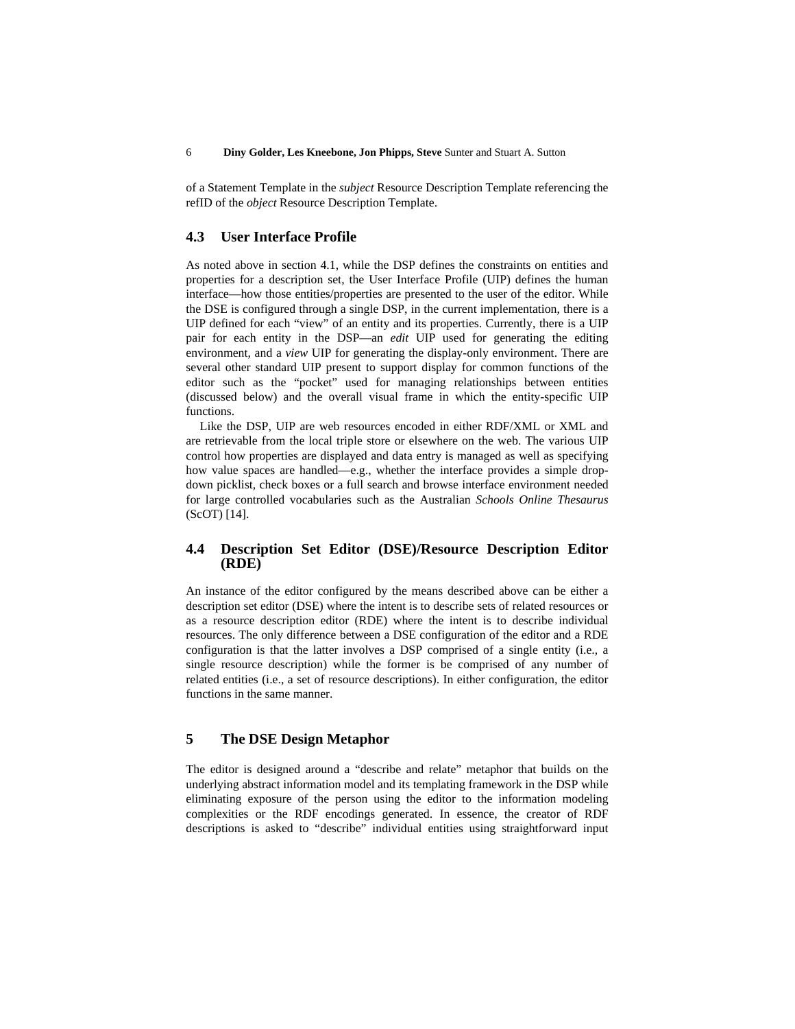of a Statement Template in the *subject* Resource Description Template referencing the refID of the *object* Resource Description Template.

### 4.3 User Interface Profile

As noted above in section 4.1, while the DSP defines the constraints on entities and properties for a description set, the User Interface Profile (UIP) defines the human interface—how those entities/properties are presented to the user of the editor. While the DSE is configured through a single DSP, in the current implementation, there is a UIP defined for each "view" of an entity and its properties. Currently, there is a UIP pair for each entity in the DSP—an *edit* UIP used for generating the editing environment, and a *view* UIP for generating the display-only environment. There are several other standard UIP present to support display for common functions of the editor such as the "pocket" used for managing relationships between entities (discussed below) and the overall visual frame in which the entity-specific UIP functions.

Like the DSP, UIP are web resources encoded in either RDF/XML or XML and are retrievable from the local triple store or elsewhere on the web. The various UIP control how properties are displayed and data entry is managed as well as specifying how value spaces are handled—e.g., whether the interface provides a simple drop-down picklist, check boxes or a full search and browse interface environment needed for large controlled vocabularies such as the Australian *Schools Online Thesaurus* (ScOT) [14].

### 4.4 Description Set Editor (DSE)/Resource Description Editor (RDE)

An instance of the editor configured by the means described above can be either a description set editor (DSE) where the intent is to describe sets of related resources or as a resource description editor (RDE) where the intent is to describe individual resources. The only difference between a DSE configuration of the editor and a RDE configuration is that the latter involves a DSP comprised of a single entity (i.e., a single resource description) while the former is be comprised of any number of related entities (i.e., a set of resource descriptions). In either configuration, the editor functions in the same manner.

## 5 The DSE Design Metaphor

The editor is designed around a "describe and relate" metaphor that builds on the underlying abstract information model and its templating framework in the DSP while eliminating exposure of the person using the editor to the information modeling complexities or the RDF encodings generated. In essence, the creator of RDF descriptions is asked to "describe" individual entities using straightforward input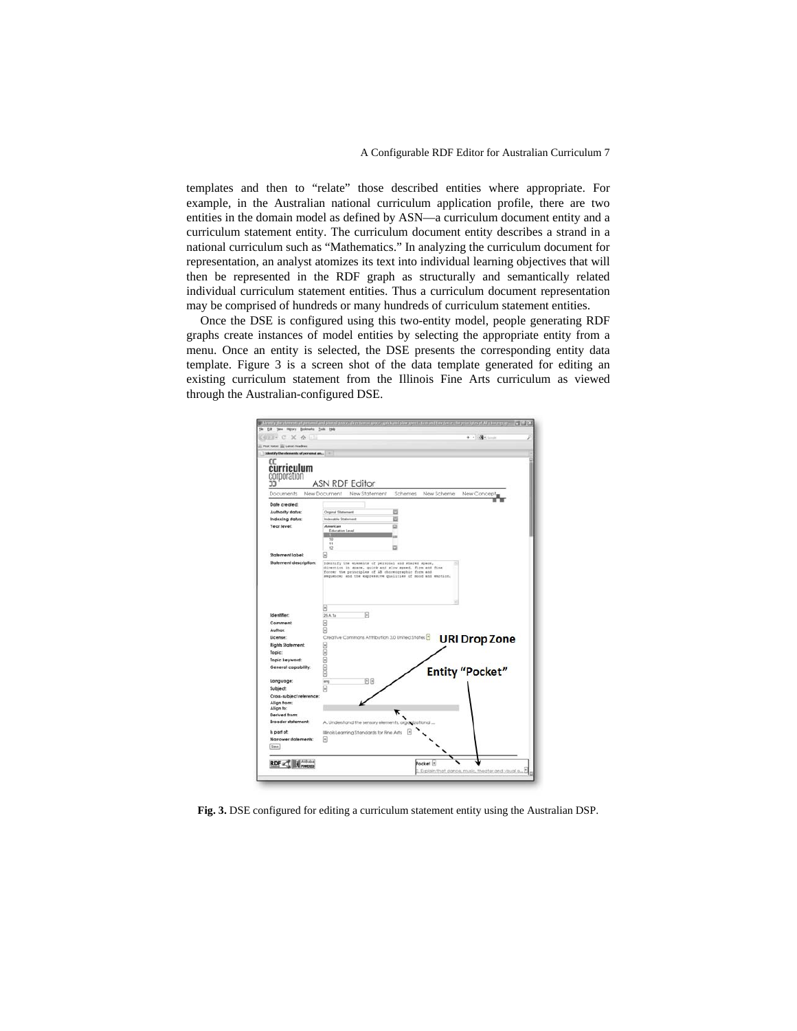templates and then to "relate" those described entities where appropriate. For example, in the Australian national curriculum application profile, there are two entities in the domain model as defined by ASN—a curriculum document entity and a curriculum statement entity. The curriculum document entity describes a strand in a national curriculum such as "Mathematics." In analyzing the curriculum document for representation, an analyst atomizes its text into individual learning objectives that will then be represented in the RDF graph as structurally and semantically related individual curriculum statement entities. Thus a curriculum document representation may be comprised of hundreds or many hundreds of curriculum statement entities.

Once the DSE is configured using this two-entity model, people generating RDF graphs create instances of model entities by selecting the appropriate entity from a menu. Once an entity is selected, the DSE presents the corresponding entity data template. Figure 3 is a screen shot of the data template generated for editing an existing curriculum statement from the Illinois Fine Arts curriculum as viewed through the Australian-configured DSE.

**Fig. 3.** DSE configured for editing a curriculum statement entity using the Australian DSP.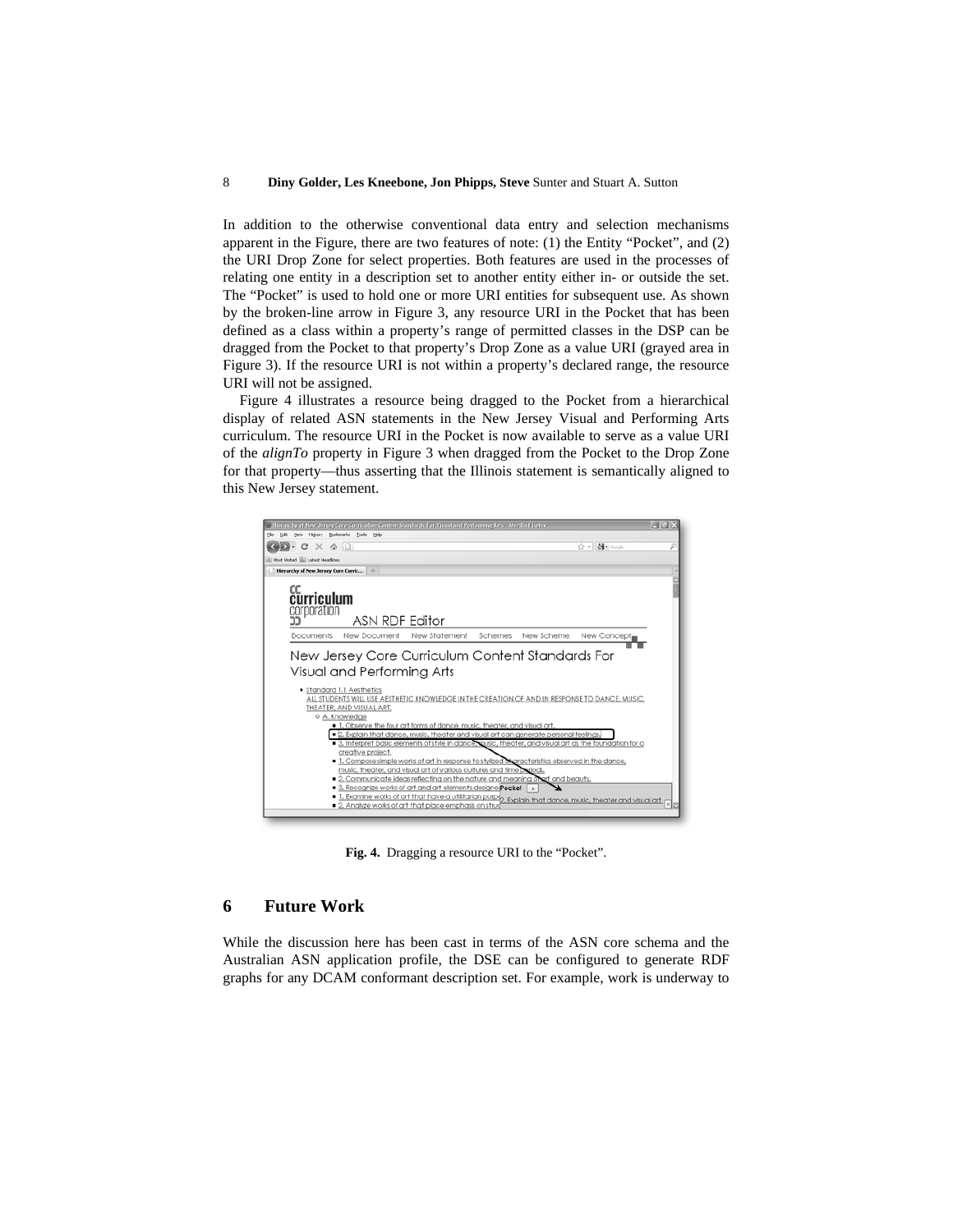In addition to the otherwise conventional data entry and selection mechanisms apparent in the Figure, there are two features of note: (1) the Entity "Pocket", and (2) the URI Drop Zone for select properties. Both features are used in the processes of relating one entity in a description set to another entity either in- or outside the set. The "Pocket" is used to hold one or more URI entities for subsequent use. As shown by the broken-line arrow in Figure 3, any resource URI in the Pocket that has been defined as a class within a property's range of permitted classes in the DSP can be dragged from the Pocket to that property's Drop Zone as a value URI (grayed area in Figure 3). If the resource URI is not within a property's declared range, the resource URI will not be assigned.

Figure 4 illustrates a resource being dragged to the Pocket from a hierarchical display of related ASN statements in the New Jersey Visual and Performing Arts curriculum. The resource URI in the Pocket is now available to serve as a value URI of the *alignTo* property in Figure 3 when dragged from the Pocket to the Drop Zone for that property—thus asserting that the Illinois statement is semantically aligned to this New Jersey statement.

**Fig. 4.** Dragging a resource URI to the "Pocket".

## 6 Future Work

While the discussion here has been cast in terms of the ASN core schema and the Australian ASN application profile, the DSE can be configured to generate RDF graphs for any DCAM conformant description set. For example, work is underway to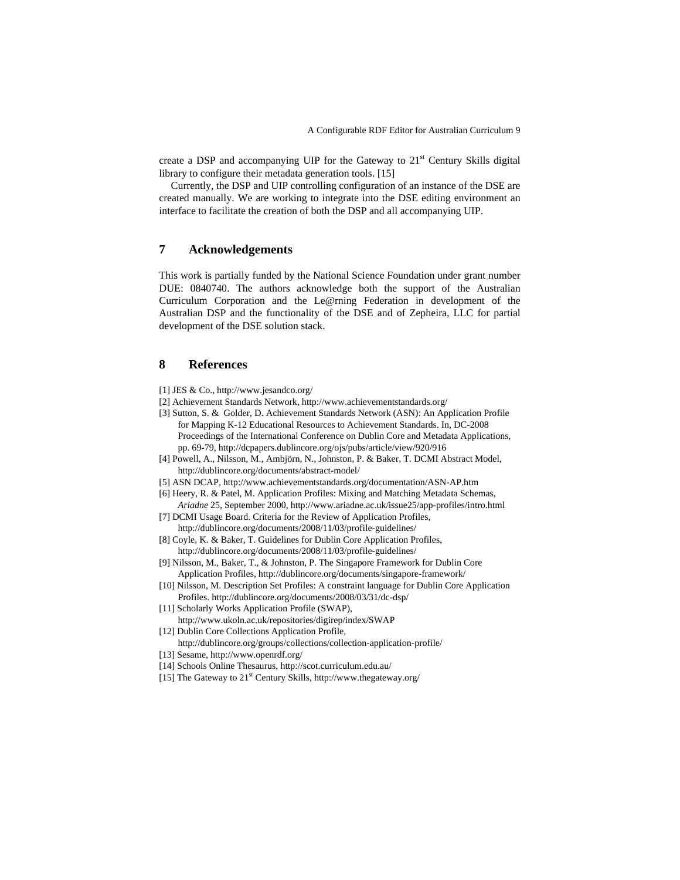create a DSP and accompanying UIP for the Gateway to 21st Century Skills digital library to configure their metadata generation tools. [15]

Currently, the DSP and UIP controlling configuration of an instance of the DSE are created manually. We are working to integrate into the DSE editing environment an interface to facilitate the creation of both the DSP and all accompanying UIP.

## 7 Acknowledgements

This work is partially funded by the National Science Foundation under grant number DUE: 0840740. The authors acknowledge both the support of the Australian Curriculum Corporation and the Le@rning Federation in development of the Australian DSP and the functionality of the DSE and of Zepheira, LLC for partial development of the DSE solution stack.

## 8 References

[1] JES & Co., http://www.jesandco.org/

[2] Achievement Standards Network, http://www.achievementstandards.org/

[3] Sutton, S. & Golder, D. Achievement Standards Network (ASN): An Application Profile for Mapping K-12 Educational Resources to Achievement Standards. In, DC-2008 Proceedings of the International Conference on Dublin Core and Metadata Applications, pp. 69-79, http://dcpapers.dublincore.org/ojs/pubs/article/view/920/916

[4] Powell, A., Nilsson, M., Ambjörn, N., Johnston, P. & Baker, T. DCMI Abstract Model, http://dublincore.org/documents/abstract-model/

[5] ASN DCAP, http://www.achievementstandards.org/documentation/ASN-AP.htm

[6] Heery, R. & Patel, M. Application Profiles: Mixing and Matching Metadata Schemas, *Ariadne* 25, September 2000, http://www.ariadne.ac.uk/issue25/app-profiles/intro.html

[7] DCMI Usage Board. Criteria for the Review of Application Profiles, http://dublincore.org/documents/2008/11/03/profile-guidelines/

[8] Coyle, K. & Baker, T. Guidelines for Dublin Core Application Profiles, http://dublincore.org/documents/2008/11/03/profile-guidelines/

[9] Nilsson, M., Baker, T., & Johnston, P. The Singapore Framework for Dublin Core Application Profiles, http://dublincore.org/documents/singapore-framework/

[10] Nilsson, M. Description Set Profiles: A constraint language for Dublin Core Application Profiles. http://dublincore.org/documents/2008/03/31/dc-dsp/

[11] Scholarly Works Application Profile (SWAP), http://www.ukoln.ac.uk/repositories/digirep/index/SWAP

[12] Dublin Core Collections Application Profile, http://dublincore.org/groups/collections/collection-application-profile/

[13] Sesame, http://www.openrdf.org/

[14] Schools Online Thesaurus, http://scot.curriculum.edu.au/

[15] The Gateway to 21st Century Skills, http://www.thegateway.org/